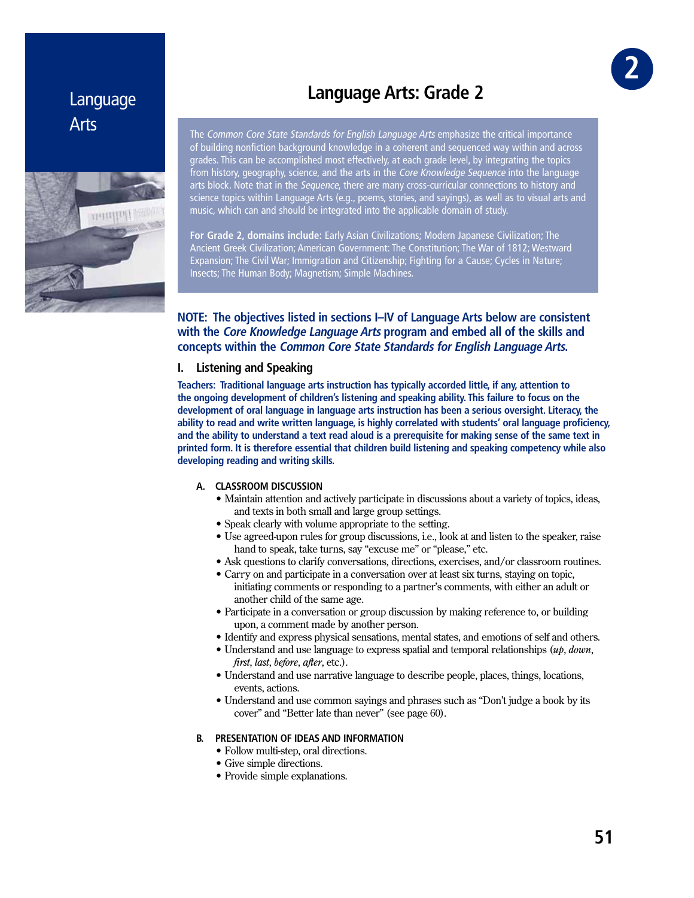Language Arts

# Language Arts: Grade 2

The *Common Core State Standards for English Language Arts* emphasize the critical importance of building nonfiction background knowledge in a coherent and sequenced way within and across grades. This can be accomplished most effectively, at each grade level, by integrating the topics from history, geography, science, and the arts in the *Core Knowledge Sequence* into the language arts block. Note that in the *Sequence*, there are many cross-curricular connections to history and science topics within Language Arts (e.g., poems, stories, and sayings), as well as to visual arts and music, which can and should be integrated into the applicable domain of study.

**For Grade 2, domains include:** Early Asian Civilizations; Modern Japanese Civilization; The Ancient Greek Civilization; American Government: The Constitution; The War of 1812; Westward Expansion; The Civil War; Immigration and Citizenship; Fighting for a Cause; Cycles in Nature; Insects; The Human Body; Magnetism; Simple Machines.

**NOTE: The objectives listed in sections I–IV of Language Arts below are consistent with the *Core Knowledge Language Arts* program and embed all of the skills and concepts within the *Common Core State Standards for English Language Arts*.**

## I. Listening and Speaking

**Teachers: Traditional language arts instruction has typically accorded little, if any, attention to the ongoing development of children's listening and speaking ability. This failure to focus on the development of oral language in language arts instruction has been a serious oversight. Literacy, the ability to read and write written language, is highly correlated with students' oral language proficiency, and the ability to understand a text read aloud is a prerequisite for making sense of the same text in printed form. It is therefore essential that children build listening and speaking competency while also developing reading and writing skills.**

### A. CLASSROOM DISCUSSION

- Maintain attention and actively participate in discussions about a variety of topics, ideas, and texts in both small and large group settings.
- Speak clearly with volume appropriate to the setting.
- Use agreed-upon rules for group discussions, i.e., look at and listen to the speaker, raise hand to speak, take turns, say "excuse me" or "please," etc.
- Ask questions to clarify conversations, directions, exercises, and/or classroom routines.
- Carry on and participate in a conversation over at least six turns, staying on topic, initiating comments or responding to a partner's comments, with either an adult or another child of the same age.
- Participate in a conversation or group discussion by making reference to, or building upon, a comment made by another person.
- Identify and express physical sensations, mental states, and emotions of self and others.
- Understand and use language to express spatial and temporal relationships (*up*, *down*, *first*, *last*, *before*, *after*, etc.).
- Understand and use narrative language to describe people, places, things, locations, events, actions.
- Understand and use common sayings and phrases such as "Don't judge a book by its cover" and "Better late than never" (see page 60).

### B. PRESENTATION OF IDEAS AND INFORMATION

- Follow multi-step, oral directions.
- Give simple directions.
- Provide simple explanations.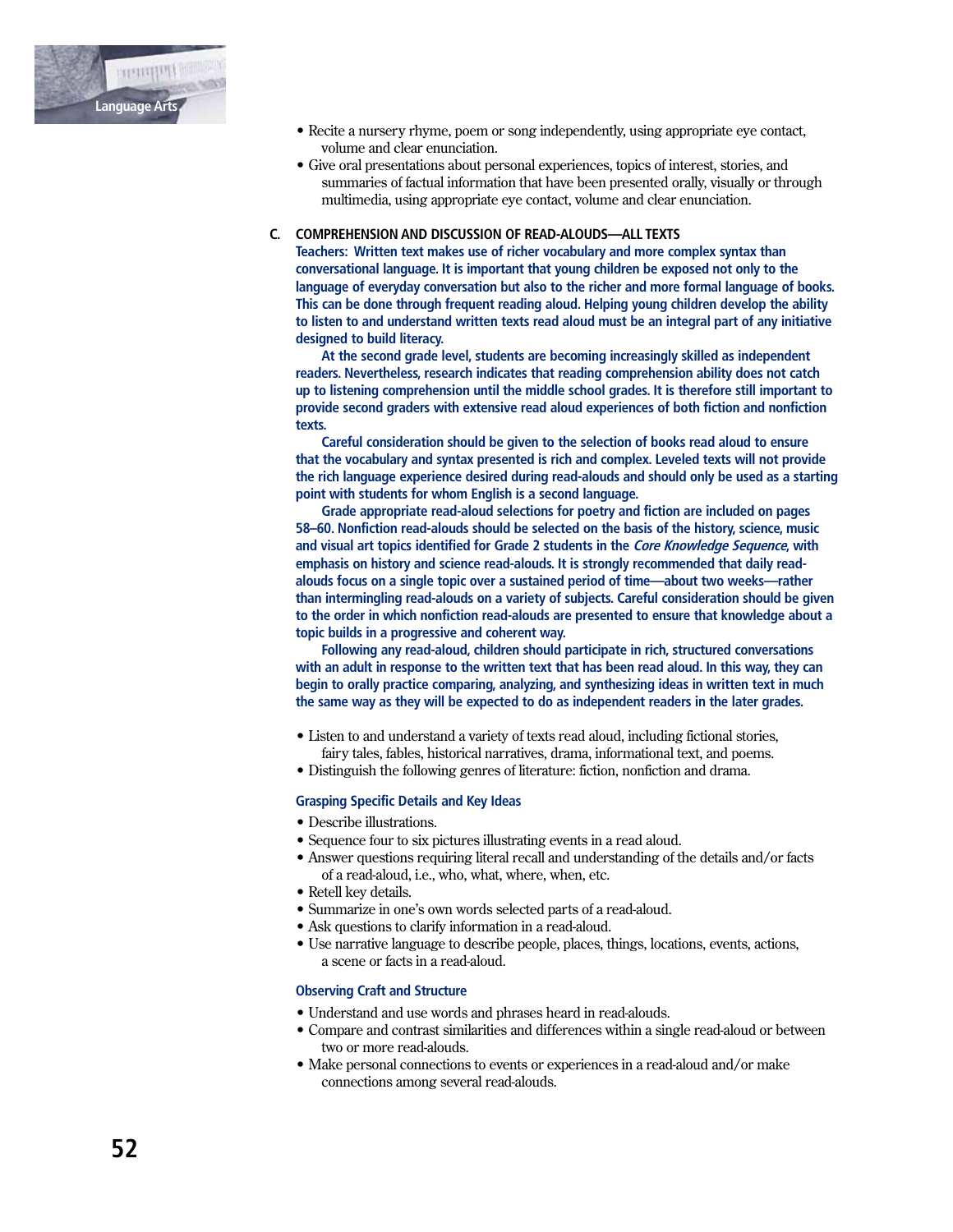- Recite a nursery rhyme, poem or song independently, using appropriate eye contact, volume and clear enunciation.
- Give oral presentations about personal experiences, topics of interest, stories, and summaries of factual information that have been presented orally, visually or through multimedia, using appropriate eye contact, volume and clear enunciation.

## C. COMPREHENSION AND DISCUSSION OF READ-ALOUDS—ALL TEXTS

**Teachers: Written text makes use of richer vocabulary and more complex syntax than conversational language. It is important that young children be exposed not only to the language of everyday conversation but also to the richer and more formal language of books. This can be done through frequent reading aloud. Helping young children develop the ability to listen to and understand written texts read aloud must be an integral part of any initiative designed to build literacy.**

**At the second grade level, students are becoming increasingly skilled as independent readers. Nevertheless, research indicates that reading comprehension ability does not catch up to listening comprehension until the middle school grades. It is therefore still important to provide second graders with extensive read aloud experiences of both fiction and nonfiction texts.**

**Careful consideration should be given to the selection of books read aloud to ensure that the vocabulary and syntax presented is rich and complex. Leveled texts will not provide the rich language experience desired during read-alouds and should only be used as a starting point with students for whom English is a second language.**

**Grade appropriate read-aloud selections for poetry and fiction are included on pages 58–60. Nonfiction read-alouds should be selected on the basis of the history, science, music and visual art topics identified for Grade 2 students in the *Core Knowledge Sequence*, with emphasis on history and science read-alouds. It is strongly recommended that daily read-alouds focus on a single topic over a sustained period of time—about two weeks—rather than intermingling read-alouds on a variety of subjects. Careful consideration should be given to the order in which nonfiction read-alouds are presented to ensure that knowledge about a topic builds in a progressive and coherent way.**

**Following any read-aloud, children should participate in rich, structured conversations with an adult in response to the written text that has been read aloud. In this way, they can begin to orally practice comparing, analyzing, and synthesizing ideas in written text in much the same way as they will be expected to do as independent readers in the later grades.**

- Listen to and understand a variety of texts read aloud, including fictional stories, fairy tales, fables, historical narratives, drama, informational text, and poems.
- Distinguish the following genres of literature: fiction, nonfiction and drama.

### Grasping Specific Details and Key Ideas

- Describe illustrations.
- Sequence four to six pictures illustrating events in a read aloud.
- Answer questions requiring literal recall and understanding of the details and/or facts of a read-aloud, i.e., who, what, where, when, etc.
- Retell key details.
- Summarize in one's own words selected parts of a read-aloud.
- Ask questions to clarify information in a read-aloud.
- Use narrative language to describe people, places, things, locations, events, actions, a scene or facts in a read-aloud.

### Observing Craft and Structure

- Understand and use words and phrases heard in read-alouds.
- Compare and contrast similarities and differences within a single read-aloud or between two or more read-alouds.
- Make personal connections to events or experiences in a read-aloud and/or make connections among several read-alouds.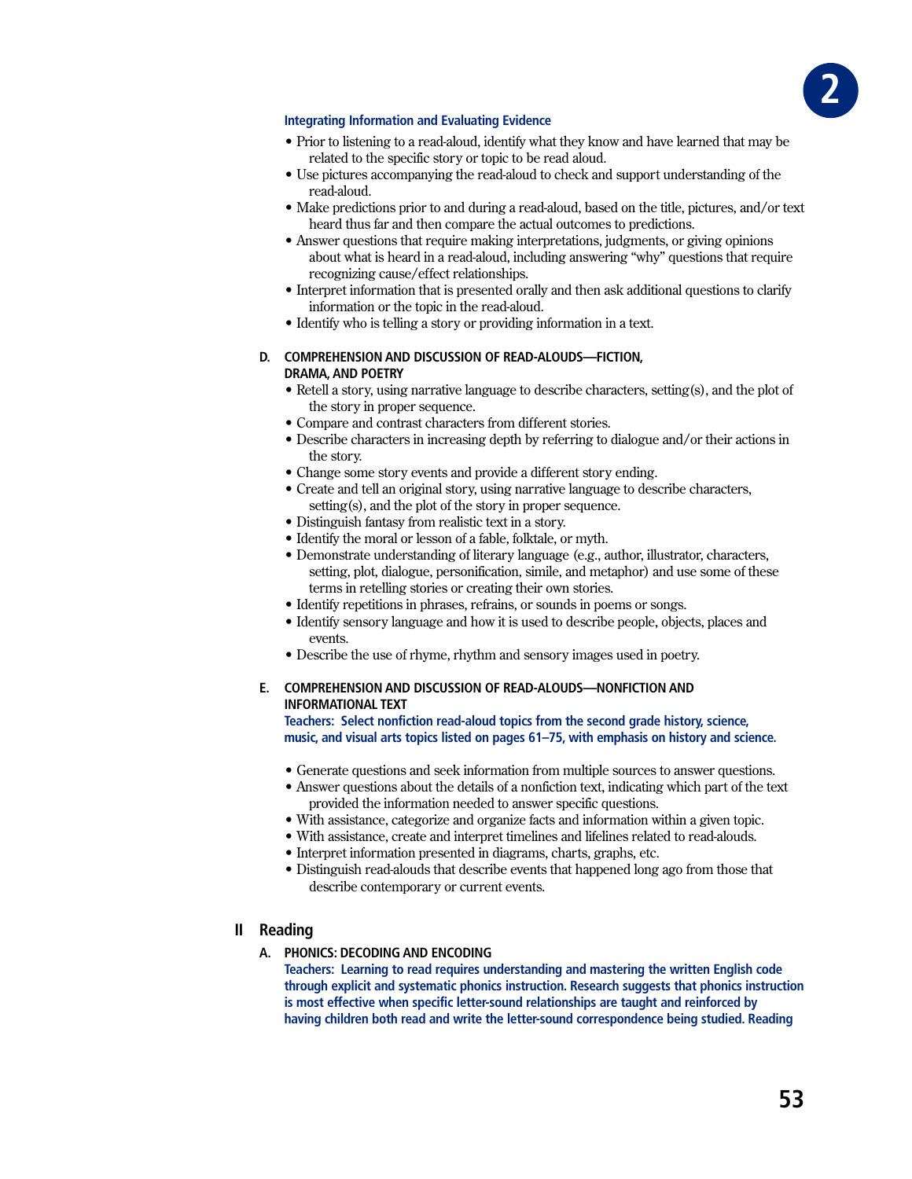#### Integrating Information and Evaluating Evidence

- Prior to listening to a read-aloud, identify what they know and have learned that may be related to the specific story or topic to be read aloud.
- Use pictures accompanying the read-aloud to check and support understanding of the read-aloud.
- Make predictions prior to and during a read-aloud, based on the title, pictures, and/or text heard thus far and then compare the actual outcomes to predictions.
- Answer questions that require making interpretations, judgments, or giving opinions about what is heard in a read-aloud, including answering "why" questions that require recognizing cause/effect relationships.
- Interpret information that is presented orally and then ask additional questions to clarify information or the topic in the read-aloud.
- Identify who is telling a story or providing information in a text.

### D. COMPREHENSION AND DISCUSSION OF READ-ALOUDS—FICTION, DRAMA, AND POETRY

- Retell a story, using narrative language to describe characters, setting(s), and the plot of the story in proper sequence.
- Compare and contrast characters from different stories.
- Describe characters in increasing depth by referring to dialogue and/or their actions in the story.
- Change some story events and provide a different story ending.
- Create and tell an original story, using narrative language to describe characters, setting(s), and the plot of the story in proper sequence.
- Distinguish fantasy from realistic text in a story.
- Identify the moral or lesson of a fable, folktale, or myth.
- Demonstrate understanding of literary language (e.g., author, illustrator, characters, setting, plot, dialogue, personification, simile, and metaphor) and use some of these terms in retelling stories or creating their own stories.
- Identify repetitions in phrases, refrains, or sounds in poems or songs.
- Identify sensory language and how it is used to describe people, objects, places and events.
- Describe the use of rhyme, rhythm and sensory images used in poetry.

### E. COMPREHENSION AND DISCUSSION OF READ-ALOUDS—NONFICTION AND INFORMATIONAL TEXT

**Teachers: Select nonfiction read-aloud topics from the second grade history, science, music, and visual arts topics listed on pages 61–75, with emphasis on history and science.**

- Generate questions and seek information from multiple sources to answer questions.
- Answer questions about the details of a nonfiction text, indicating which part of the text provided the information needed to answer specific questions.
- With assistance, categorize and organize facts and information within a given topic.
- With assistance, create and interpret timelines and lifelines related to read-alouds.
- Interpret information presented in diagrams, charts, graphs, etc.
- Distinguish read-alouds that describe events that happened long ago from those that describe contemporary or current events.

## II Reading

### A. PHONICS: DECODING AND ENCODING

**Teachers: Learning to read requires understanding and mastering the written English code through explicit and systematic phonics instruction. Research suggests that phonics instruction is most effective when specific letter-sound relationships are taught and reinforced by having children both read and write the letter-sound correspondence being studied. Reading**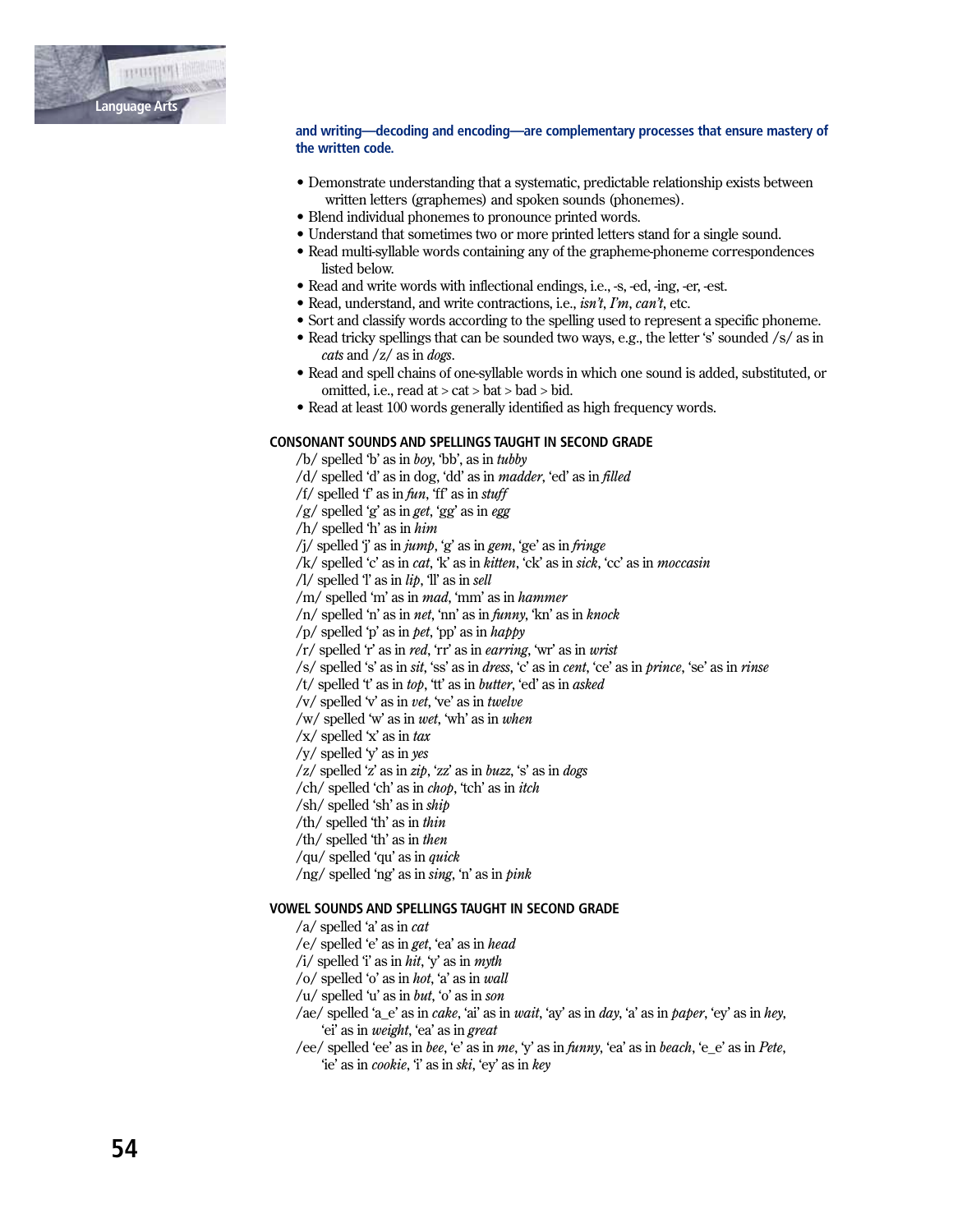**and writing—decoding and encoding—are complementary processes that ensure mastery of the written code.**

- Demonstrate understanding that a systematic, predictable relationship exists between written letters (graphemes) and spoken sounds (phonemes).
- Blend individual phonemes to pronounce printed words.
- Understand that sometimes two or more printed letters stand for a single sound.
- Read multi-syllable words containing any of the grapheme-phoneme correspondences listed below.
- Read and write words with inflectional endings, i.e., -s, -ed, -ing, -er, -est.
- Read, understand, and write contractions, i.e., *isn't*, *I'm*, *can't*, etc.
- Sort and classify words according to the spelling used to represent a specific phoneme.
- Read tricky spellings that can be sounded two ways, e.g., the letter 's' sounded /s/ as in *cats* and /z/ as in *dogs*.
- Read and spell chains of one-syllable words in which one sound is added, substituted, or omitted, i.e., read at > cat > bat > bad > bid.
- Read at least 100 words generally identified as high frequency words.

### CONSONANT SOUNDS AND SPELLINGS TAUGHT IN SECOND GRADE

/b/ spelled 'b' as in *boy*, 'bb', as in *tubby*
/d/ spelled 'd' as in dog, 'dd' as in *madder*, 'ed' as in *filled*
/f/ spelled 'f' as in *fun*, 'ff' as in *stuff*
/g/ spelled 'g' as in *get*, 'gg' as in *egg*
/h/ spelled 'h' as in *him*
/j/ spelled 'j' as in *jump*, 'g' as in *gem*, 'ge' as in *fringe*
/k/ spelled 'c' as in *cat*, 'k' as in *kitten*, 'ck' as in *sick*, 'cc' as in *moccasin*
/l/ spelled 'l' as in *lip*, 'll' as in *sell*
/m/ spelled 'm' as in *mad*, 'mm' as in *hammer*
/n/ spelled 'n' as in *net*, 'nn' as in *funny*, 'kn' as in *knock*
/p/ spelled 'p' as in *pet*, 'pp' as in *happy*
/r/ spelled 'r' as in *red*, 'rr' as in *earring*, 'wr' as in *wrist*
/s/ spelled 's' as in *sit*, 'ss' as in *dress*, 'c' as in *cent*, 'ce' as in *prince*, 'se' as in *rinse*
/t/ spelled 't' as in *top*, 'tt' as in *butter*, 'ed' as in *asked*
/v/ spelled 'v' as in *vet*, 've' as in *twelve*
/w/ spelled 'w' as in *wet*, 'wh' as in *when*
/x/ spelled 'x' as in *tax*
/y/ spelled 'y' as in *yes*
/z/ spelled 'z' as in *zip*, 'zz' as in *buzz*, 's' as in *dogs*
/ch/ spelled 'ch' as in *chop*, 'tch' as in *itch*
/sh/ spelled 'sh' as in *ship*
/th/ spelled 'th' as in *thin*
/th/ spelled 'th' as in *then*
/qu/ spelled 'qu' as in *quick*
/ng/ spelled 'ng' as in *sing*, 'n' as in *pink*

### VOWEL SOUNDS AND SPELLINGS TAUGHT IN SECOND GRADE

/a/ spelled 'a' as in *cat*
/e/ spelled 'e' as in *get*, 'ea' as in *head*
/i/ spelled 'i' as in *hit*, 'y' as in *myth*
/o/ spelled 'o' as in *hot*, 'a' as in *wall*
/u/ spelled 'u' as in *but*, 'o' as in *son*
/ae/ spelled 'a_e' as in *cake*, 'ai' as in *wait*, 'ay' as in *day*, 'a' as in *paper*, 'ey' as in *hey*, 'ei' as in *weight*, 'ea' as in *great*
/ee/ spelled 'ee' as in *bee*, 'e' as in *me*, 'y' as in *funny*, 'ea' as in *beach*, 'e_e' as in *Pete*, 'ie' as in *cookie*, 'i' as in *ski*, 'ey' as in *key*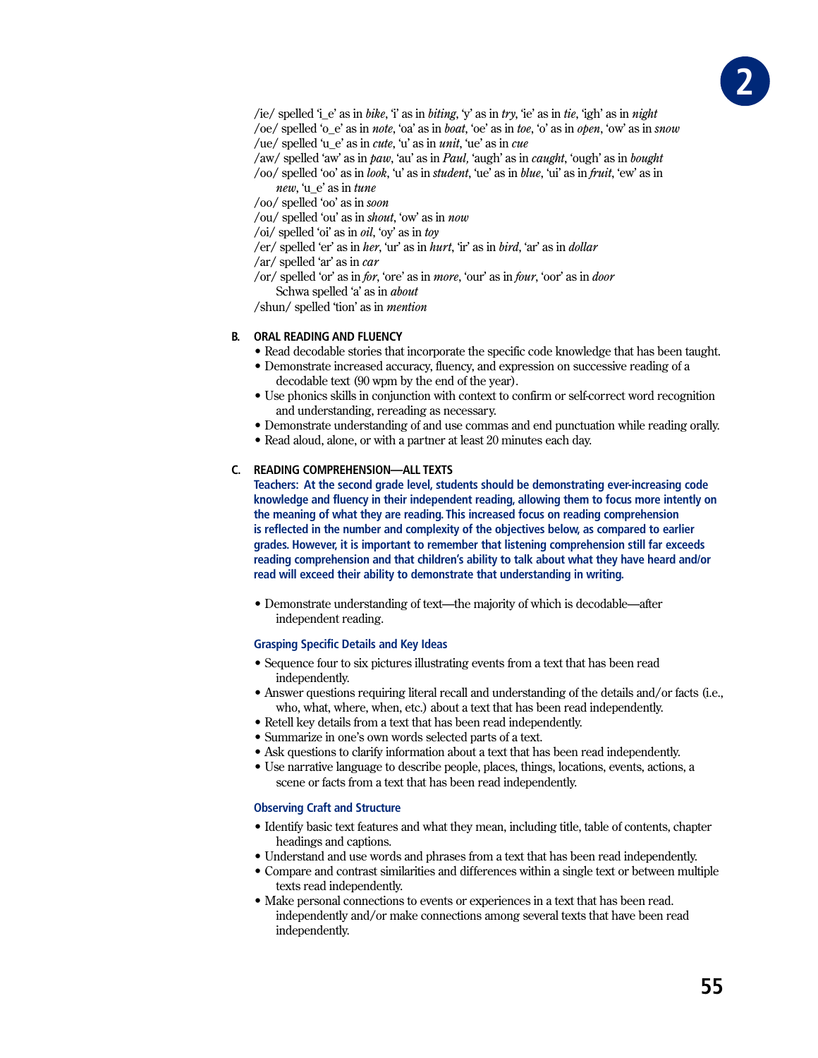/ie/ spelled 'i_e' as in *bike*, 'i' as in *biting*, 'y' as in *try*, 'ie' as in *tie*, 'igh' as in *night*
/oe/ spelled 'o_e' as in *note*, 'oa' as in *boat*, 'oe' as in *toe*, 'o' as in *open*, 'ow' as in *snow*
/ue/ spelled 'u_e' as in *cute*, 'u' as in *unit*, 'ue' as in *cue*
/aw/ spelled 'aw' as in *paw*, 'au' as in *Paul,* 'augh' as in *caught*, 'ough' as in *bought*
/oo/ spelled 'oo' as in *look*, 'u' as in *student*, 'ue' as in *blue*, 'ui' as in *fruit*, 'ew' as in *new*, 'u_e' as in *tune*
/oo/ spelled 'oo' as in *soon*
/ou/ spelled 'ou' as in *shout*, 'ow' as in *now*
/oi/ spelled 'oi' as in *oil*, 'oy' as in *toy*
/er/ spelled 'er' as in *her*, 'ur' as in *hurt*, 'ir' as in *bird*, 'ar' as in *dollar*
/ar/ spelled 'ar' as in *car*
/or/ spelled 'or' as in *for*, 'ore' as in *more*, 'our' as in *four*, 'oor' as in *door*
Schwa spelled 'a' as in *about*
/shun/ spelled 'tion' as in *mention*

## B. ORAL READING AND FLUENCY

- Read decodable stories that incorporate the specific code knowledge that has been taught.
- Demonstrate increased accuracy, fluency, and expression on successive reading of a decodable text (90 wpm by the end of the year).
- Use phonics skills in conjunction with context to confirm or self-correct word recognition and understanding, rereading as necessary.
- Demonstrate understanding of and use commas and end punctuation while reading orally.
- Read aloud, alone, or with a partner at least 20 minutes each day.

## C. READING COMPREHENSION—ALL TEXTS

**Teachers: At the second grade level, students should be demonstrating ever-increasing code knowledge and fluency in their independent reading, allowing them to focus more intently on the meaning of what they are reading. This increased focus on reading comprehension is reflected in the number and complexity of the objectives below, as compared to earlier grades. However, it is important to remember that listening comprehension still far exceeds reading comprehension and that children's ability to talk about what they have heard and/or read will exceed their ability to demonstrate that understanding in writing.**

- Demonstrate understanding of text—the majority of which is decodable—after independent reading.

### Grasping Specific Details and Key Ideas

- Sequence four to six pictures illustrating events from a text that has been read independently.
- Answer questions requiring literal recall and understanding of the details and/or facts (i.e., who, what, where, when, etc.) about a text that has been read independently.
- Retell key details from a text that has been read independently.
- Summarize in one's own words selected parts of a text.
- Ask questions to clarify information about a text that has been read independently.
- Use narrative language to describe people, places, things, locations, events, actions, a scene or facts from a text that has been read independently.

### Observing Craft and Structure

- Identify basic text features and what they mean, including title, table of contents, chapter headings and captions.
- Understand and use words and phrases from a text that has been read independently.
- Compare and contrast similarities and differences within a single text or between multiple texts read independently.
- Make personal connections to events or experiences in a text that has been read. independently and/or make connections among several texts that have been read independently.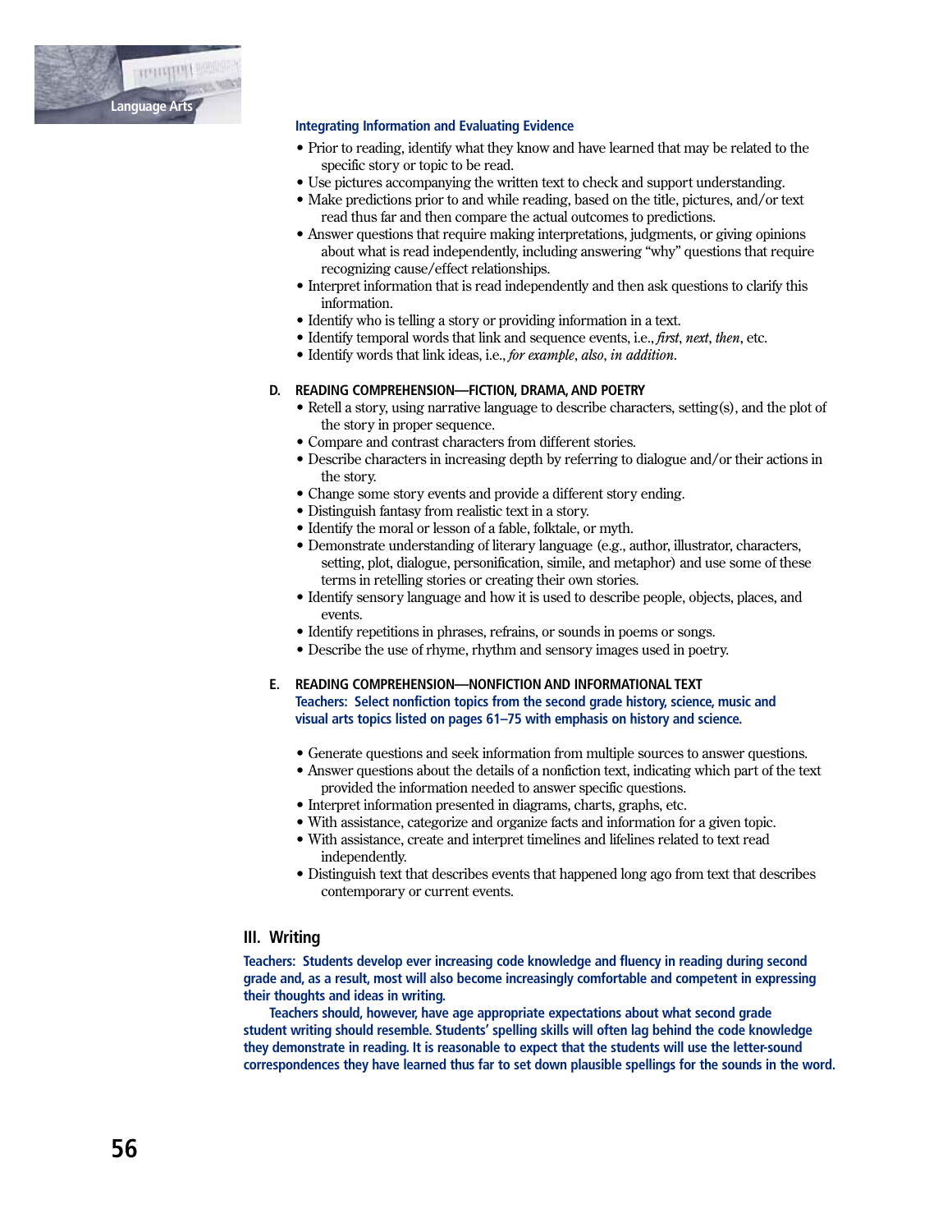#### Integrating Information and Evaluating Evidence

- Prior to reading, identify what they know and have learned that may be related to the specific story or topic to be read.
- Use pictures accompanying the written text to check and support understanding.
- Make predictions prior to and while reading, based on the title, pictures, and/or text read thus far and then compare the actual outcomes to predictions.
- Answer questions that require making interpretations, judgments, or giving opinions about what is read independently, including answering "why" questions that require recognizing cause/effect relationships.
- Interpret information that is read independently and then ask questions to clarify this information.
- Identify who is telling a story or providing information in a text.
- Identify temporal words that link and sequence events, i.e., *first*, *next*, *then*, etc.
- Identify words that link ideas, i.e., *for example*, *also*, *in addition*.

### D. READING COMPREHENSION—FICTION, DRAMA, AND POETRY

- Retell a story, using narrative language to describe characters, setting(s), and the plot of the story in proper sequence.
- Compare and contrast characters from different stories.
- Describe characters in increasing depth by referring to dialogue and/or their actions in the story.
- Change some story events and provide a different story ending.
- Distinguish fantasy from realistic text in a story.
- Identify the moral or lesson of a fable, folktale, or myth.
- Demonstrate understanding of literary language (e.g., author, illustrator, characters, setting, plot, dialogue, personification, simile, and metaphor) and use some of these terms in retelling stories or creating their own stories.
- Identify sensory language and how it is used to describe people, objects, places, and events.
- Identify repetitions in phrases, refrains, or sounds in poems or songs.
- Describe the use of rhyme, rhythm and sensory images used in poetry.

### E. READING COMPREHENSION—NONFICTION AND INFORMATIONAL TEXT

**Teachers: Select nonfiction topics from the second grade history, science, music and visual arts topics listed on pages 61–75 with emphasis on history and science.**

- Generate questions and seek information from multiple sources to answer questions.
- Answer questions about the details of a nonfiction text, indicating which part of the text provided the information needed to answer specific questions.
- Interpret information presented in diagrams, charts, graphs, etc.
- With assistance, categorize and organize facts and information for a given topic.
- With assistance, create and interpret timelines and lifelines related to text read independently.
- Distinguish text that describes events that happened long ago from text that describes contemporary or current events.

## III. Writing

**Teachers: Students develop ever increasing code knowledge and fluency in reading during second grade and, as a result, most will also become increasingly comfortable and competent in expressing their thoughts and ideas in writing.**

**Teachers should, however, have age appropriate expectations about what second grade student writing should resemble. Students' spelling skills will often lag behind the code knowledge they demonstrate in reading. It is reasonable to expect that the students will use the letter-sound correspondences they have learned thus far to set down plausible spellings for the sounds in the word.**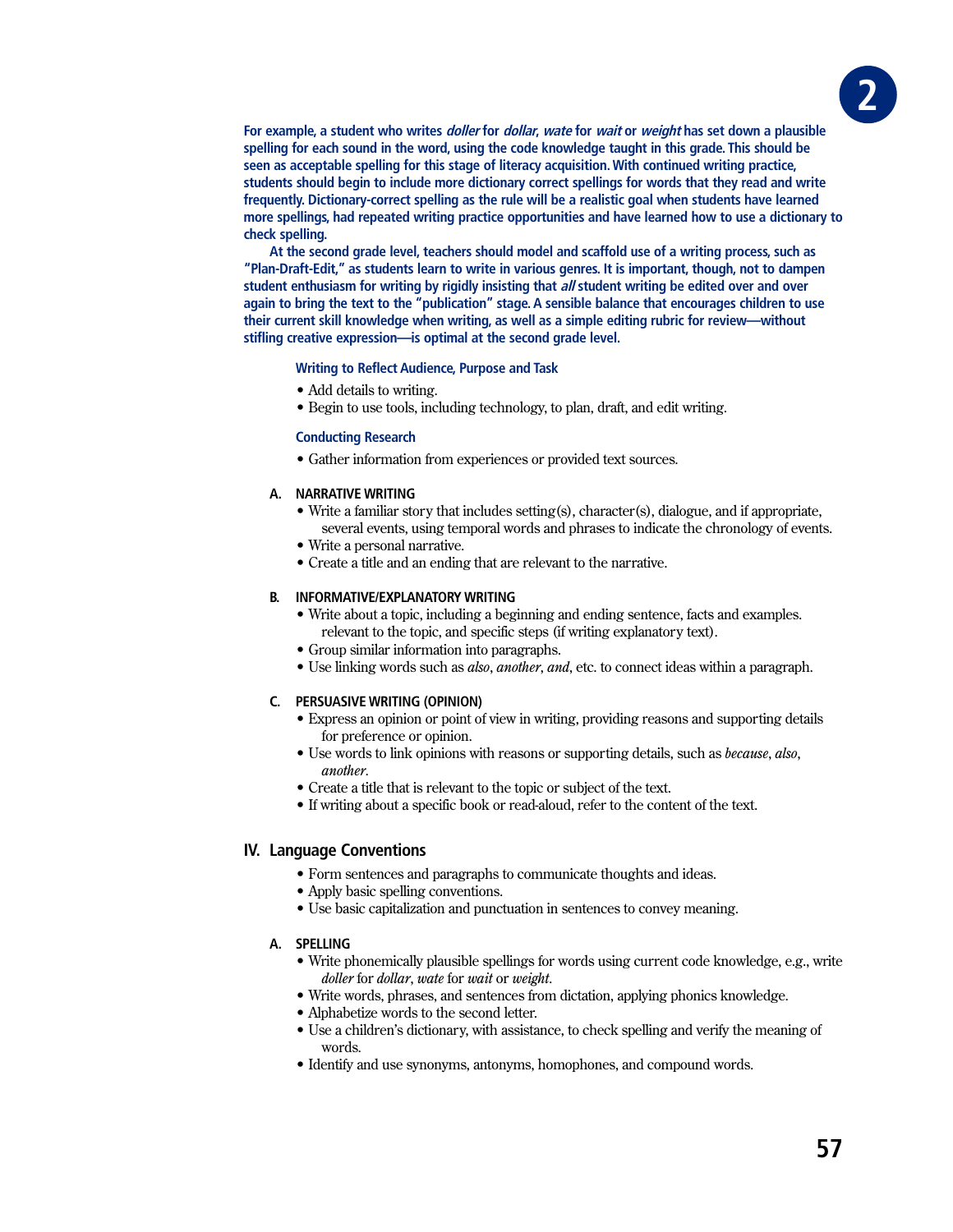**For example, a student who writes *doller* for *dollar*, *wate* for *wait* or *weight* has set down a plausible spelling for each sound in the word, using the code knowledge taught in this grade. This should be seen as acceptable spelling for this stage of literacy acquisition. With continued writing practice, students should begin to include more dictionary correct spellings for words that they read and write frequently. Dictionary-correct spelling as the rule will be a realistic goal when students have learned more spellings, had repeated writing practice opportunities and have learned how to use a dictionary to check spelling.**

**At the second grade level, teachers should model and scaffold use of a writing process, such as "Plan-Draft-Edit," as students learn to write in various genres. It is important, though, not to dampen student enthusiasm for writing by rigidly insisting that *all* student writing be edited over and over again to bring the text to the "publication" stage. A sensible balance that encourages children to use their current skill knowledge when writing, as well as a simple editing rubric for review—without stifling creative expression—is optimal at the second grade level.**

#### Writing to Reflect Audience, Purpose and Task

- Add details to writing.
- Begin to use tools, including technology, to plan, draft, and edit writing.

#### Conducting Research

- Gather information from experiences or provided text sources.

### A. NARRATIVE WRITING

- Write a familiar story that includes setting(s), character(s), dialogue, and if appropriate, several events, using temporal words and phrases to indicate the chronology of events.
- Write a personal narrative.
- Create a title and an ending that are relevant to the narrative.

### B. INFORMATIVE/EXPLANATORY WRITING

- Write about a topic, including a beginning and ending sentence, facts and examples. relevant to the topic, and specific steps (if writing explanatory text).
- Group similar information into paragraphs.
- Use linking words such as *also*, *another*, *and*, etc. to connect ideas within a paragraph.

### C. PERSUASIVE WRITING (OPINION)

- Express an opinion or point of view in writing, providing reasons and supporting details for preference or opinion.
- Use words to link opinions with reasons or supporting details, such as *because*, *also*, *another*.
- Create a title that is relevant to the topic or subject of the text.
- If writing about a specific book or read-aloud, refer to the content of the text.

## IV. Language Conventions

- Form sentences and paragraphs to communicate thoughts and ideas.
- Apply basic spelling conventions.
- Use basic capitalization and punctuation in sentences to convey meaning.

### A. SPELLING

- Write phonemically plausible spellings for words using current code knowledge, e.g., write *doller* for *dollar*, *wate* for *wait* or *weight*.
- Write words, phrases, and sentences from dictation, applying phonics knowledge.
- Alphabetize words to the second letter.
- Use a children's dictionary, with assistance, to check spelling and verify the meaning of words.
- Identify and use synonyms, antonyms, homophones, and compound words.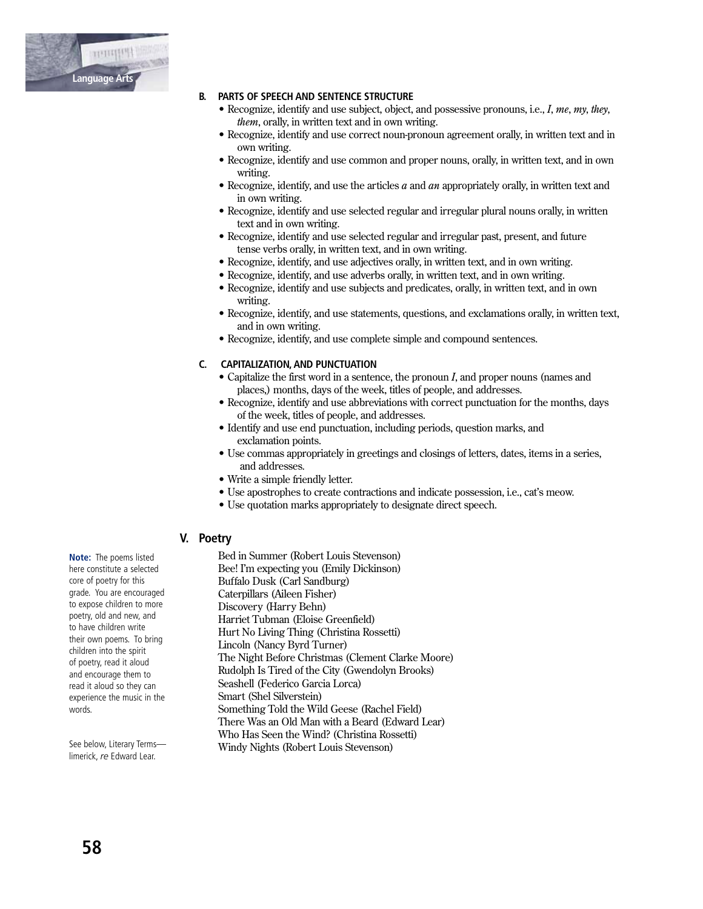### B. PARTS OF SPEECH AND SENTENCE STRUCTURE

- Recognize, identify and use subject, object, and possessive pronouns, i.e., *I*, *me*, *my*, *they*, *them*, orally, in written text and in own writing.
- Recognize, identify and use correct noun-pronoun agreement orally, in written text and in own writing.
- Recognize, identify and use common and proper nouns, orally, in written text, and in own writing.
- Recognize, identify, and use the articles *a* and *an* appropriately orally, in written text and in own writing.
- Recognize, identify and use selected regular and irregular plural nouns orally, in written text and in own writing.
- Recognize, identify and use selected regular and irregular past, present, and future tense verbs orally, in written text, and in own writing.
- Recognize, identify, and use adjectives orally, in written text, and in own writing.
- Recognize, identify, and use adverbs orally, in written text, and in own writing.
- Recognize, identify and use subjects and predicates, orally, in written text, and in own writing.
- Recognize, identify, and use statements, questions, and exclamations orally, in written text, and in own writing.
- Recognize, identify, and use complete simple and compound sentences.

### C. CAPITALIZATION, AND PUNCTUATION

- Capitalize the first word in a sentence, the pronoun *I*, and proper nouns (names and places,) months, days of the week, titles of people, and addresses.
- Recognize, identify and use abbreviations with correct punctuation for the months, days of the week, titles of people, and addresses.
- Identify and use end punctuation, including periods, question marks, and exclamation points.
- Use commas appropriately in greetings and closings of letters, dates, items in a series, and addresses.
- Write a simple friendly letter.
- Use apostrophes to create contractions and indicate possession, i.e., cat's meow.
- Use quotation marks appropriately to designate direct speech.

## V. Poetry

**Note:** The poems listed here constitute a selected core of poetry for this grade. You are encouraged to expose children to more poetry, old and new, and to have children write their own poems. To bring children into the spirit of poetry, read it aloud and encourage them to read it aloud so they can experience the music in the words.

See below, Literary Terms—limerick, *re* Edward Lear.

Bed in Summer (Robert Louis Stevenson)
Bee! I'm expecting you (Emily Dickinson)
Buffalo Dusk (Carl Sandburg)
Caterpillars (Aileen Fisher)
Discovery (Harry Behn)
Harriet Tubman (Eloise Greenfield)
Hurt No Living Thing (Christina Rossetti)
Lincoln (Nancy Byrd Turner)
The Night Before Christmas (Clement Clarke Moore)
Rudolph Is Tired of the City (Gwendolyn Brooks)
Seashell (Federico Garcia Lorca)
Smart (Shel Silverstein)
Something Told the Wild Geese (Rachel Field)
There Was an Old Man with a Beard (Edward Lear)
Who Has Seen the Wind? (Christina Rossetti)
Windy Nights (Robert Louis Stevenson)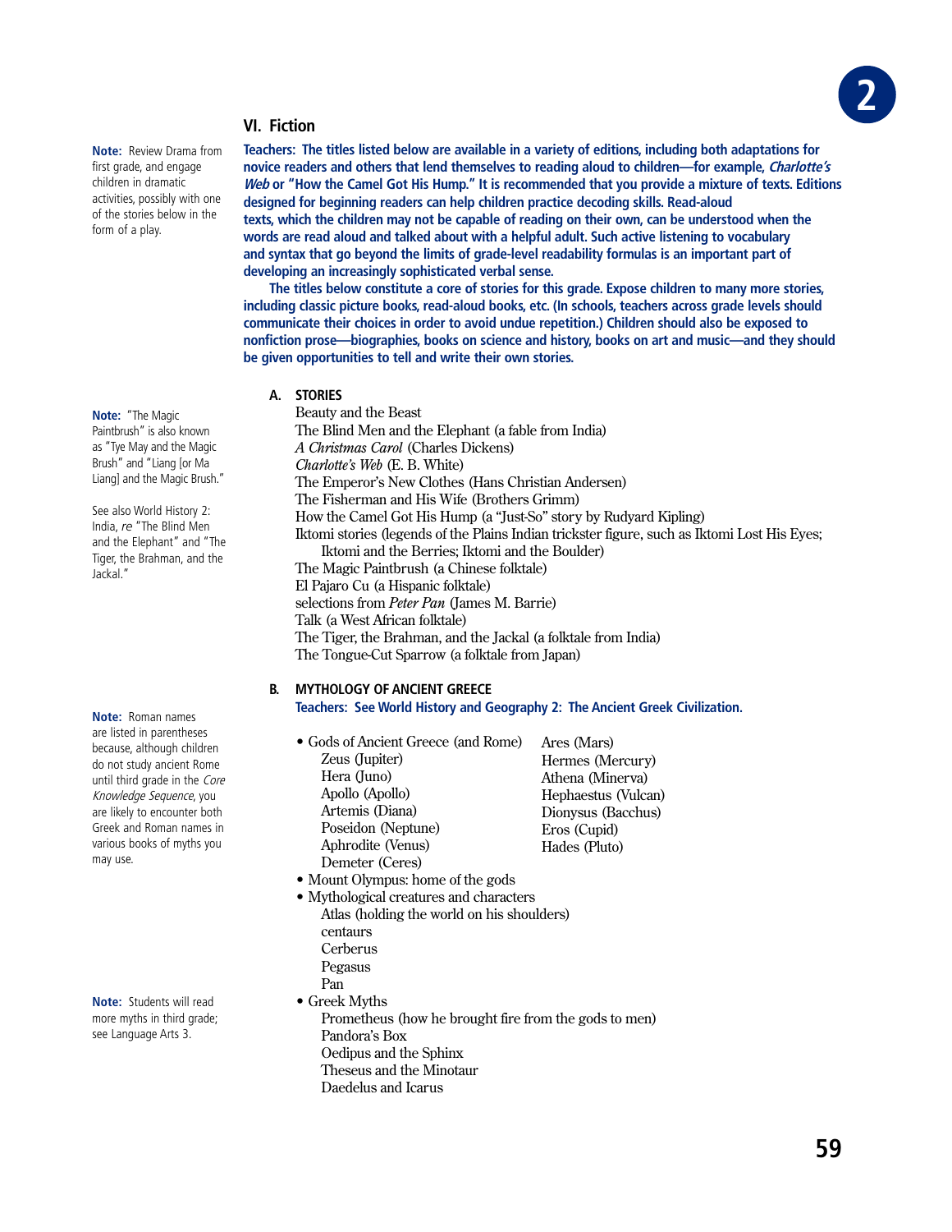## VI. Fiction

**Note:** Review Drama from first grade, and engage children in dramatic activities, possibly with one of the stories below in the form of a play.

**Teachers: The titles listed below are available in a variety of editions, including both adaptations for novice readers and others that lend themselves to reading aloud to children—for example, *Charlotte's Web* or "How the Camel Got His Hump." It is recommended that you provide a mixture of texts. Editions designed for beginning readers can help children practice decoding skills. Read-aloud texts, which the children may not be capable of reading on their own, can be understood when the words are read aloud and talked about with a helpful adult. Such active listening to vocabulary and syntax that go beyond the limits of grade-level readability formulas is an important part of developing an increasingly sophisticated verbal sense.**

**The titles below constitute a core of stories for this grade. Expose children to many more stories, including classic picture books, read-aloud books, etc. (In schools, teachers across grade levels should communicate their choices in order to avoid undue repetition.) Children should also be exposed to nonfiction prose—biographies, books on science and history, books on art and music—and they should be given opportunities to tell and write their own stories.**

**Note:** "The Magic Paintbrush" is also known as "Tye May and the Magic Brush" and "Liang [or Ma Liang] and the Magic Brush."

See also World History 2: India, *re* "The Blind Men and the Elephant" and "The Tiger, the Brahman, and the Jackal."

### A. STORIES

Beauty and the Beast
The Blind Men and the Elephant (a fable from India)
*A Christmas Carol* (Charles Dickens)
*Charlotte's Web* (E. B. White)
The Emperor's New Clothes (Hans Christian Andersen)
The Fisherman and His Wife (Brothers Grimm)
How the Camel Got His Hump (a "Just-So" story by Rudyard Kipling)
Iktomi stories (legends of the Plains Indian trickster figure, such as Iktomi Lost His Eyes; Iktomi and the Berries; Iktomi and the Boulder)
The Magic Paintbrush (a Chinese folktale)
El Pajaro Cu (a Hispanic folktale)
selections from *Peter Pan* (James M. Barrie)
Talk (a West African folktale)
The Tiger, the Brahman, and the Jackal (a folktale from India)
The Tongue-Cut Sparrow (a folktale from Japan)

### B. MYTHOLOGY OF ANCIENT GREECE

**Teachers: See World History and Geography 2: The Ancient Greek Civilization.**

**Note:** Roman names are listed in parentheses because, although children do not study ancient Rome until third grade in the *Core Knowledge Sequence*, you are likely to encounter both Greek and Roman names in various books of myths you may use.

- Gods of Ancient Greece (and Rome)
  - Zeus (Jupiter)
  - Hera (Juno)
  - Apollo (Apollo)
  - Artemis (Diana)
  - Poseidon (Neptune)
  - Aphrodite (Venus)
  - Demeter (Ceres)
  - Ares (Mars)
  - Hermes (Mercury)
  - Athena (Minerva)
  - Hephaestus (Vulcan)
  - Dionysus (Bacchus)
  - Eros (Cupid)
  - Hades (Pluto)
- Mount Olympus: home of the gods
- Mythological creatures and characters
  - Atlas (holding the world on his shoulders)
  - centaurs
  - Cerberus
  - Pegasus
  - Pan
- Greek Myths
  - Prometheus (how he brought fire from the gods to men)
  - Pandora's Box
  - Oedipus and the Sphinx
  - Theseus and the Minotaur
  - Daedelus and Icarus

**Note:** Students will read more myths in third grade; see Language Arts 3.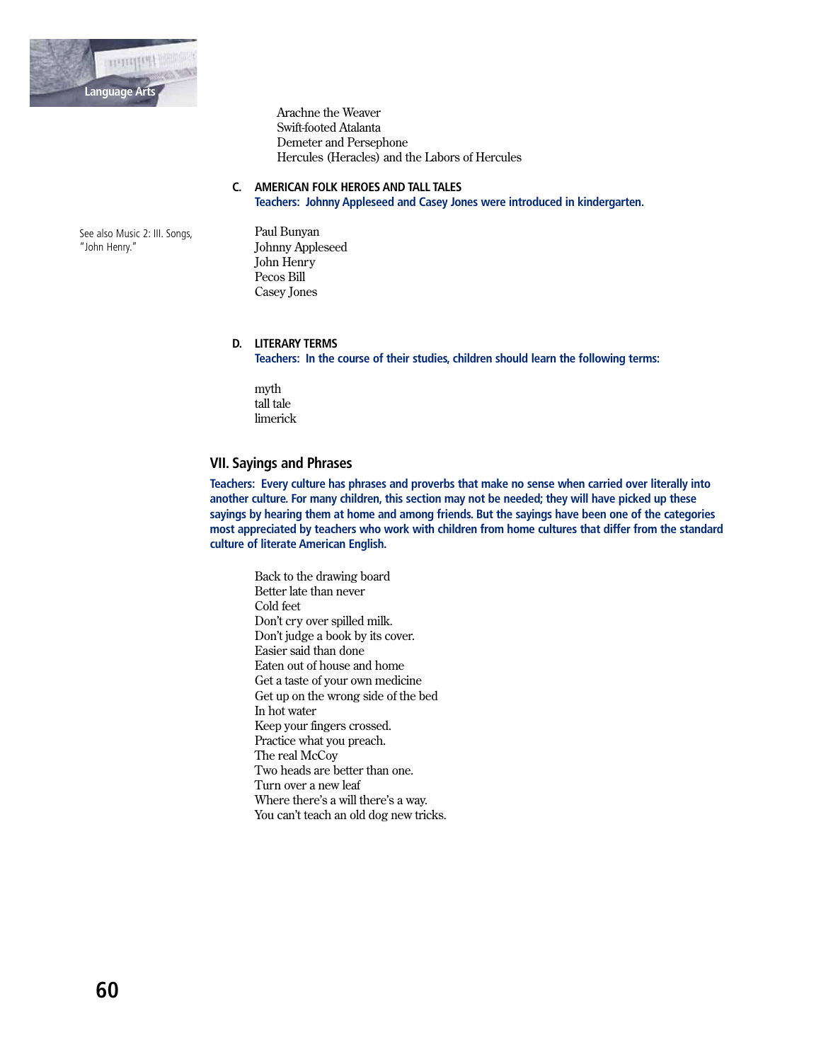Arachne the Weaver
Swift-footed Atalanta
Demeter and Persephone
Hercules (Heracles) and the Labors of Hercules

### C. AMERICAN FOLK HEROES AND TALL TALES

**Teachers: Johnny Appleseed and Casey Jones were introduced in kindergarten.**

See also Music 2: III. Songs, "John Henry."

Paul Bunyan
Johnny Appleseed
John Henry
Pecos Bill
Casey Jones

### D. LITERARY TERMS

**Teachers: In the course of their studies, children should learn the following terms:**

myth
tall tale
limerick

## VII. Sayings and Phrases

**Teachers: Every culture has phrases and proverbs that make no sense when carried over literally into another culture. For many children, this section may not be needed; they will have picked up these sayings by hearing them at home and among friends. But the sayings have been one of the categories most appreciated by teachers who work with children from home cultures that differ from the standard culture of literate American English.**

Back to the drawing board
Better late than never
Cold feet
Don't cry over spilled milk.
Don't judge a book by its cover.
Easier said than done
Eaten out of house and home
Get a taste of your own medicine
Get up on the wrong side of the bed
In hot water
Keep your fingers crossed.
Practice what you preach.
The real McCoy
Two heads are better than one.
Turn over a new leaf
Where there's a will there's a way.
You can't teach an old dog new tricks.